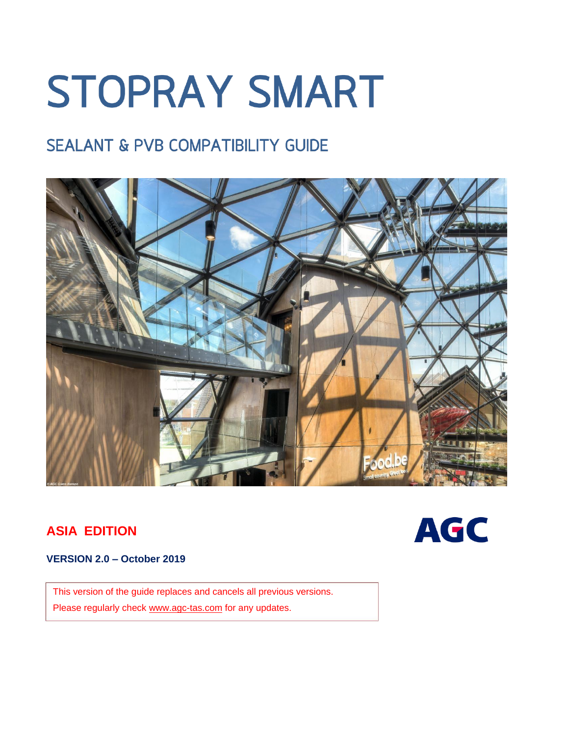# STOPRAY SMART

## SEALANT & PVB COMPATIBILITY GUIDE

**ASIA EDITION**

AGC

**VERSION 2.0 – October 2019**

This version of the guide replaces and cancels all previous versions.
Please regularly check www.agc-tas.com for any updates.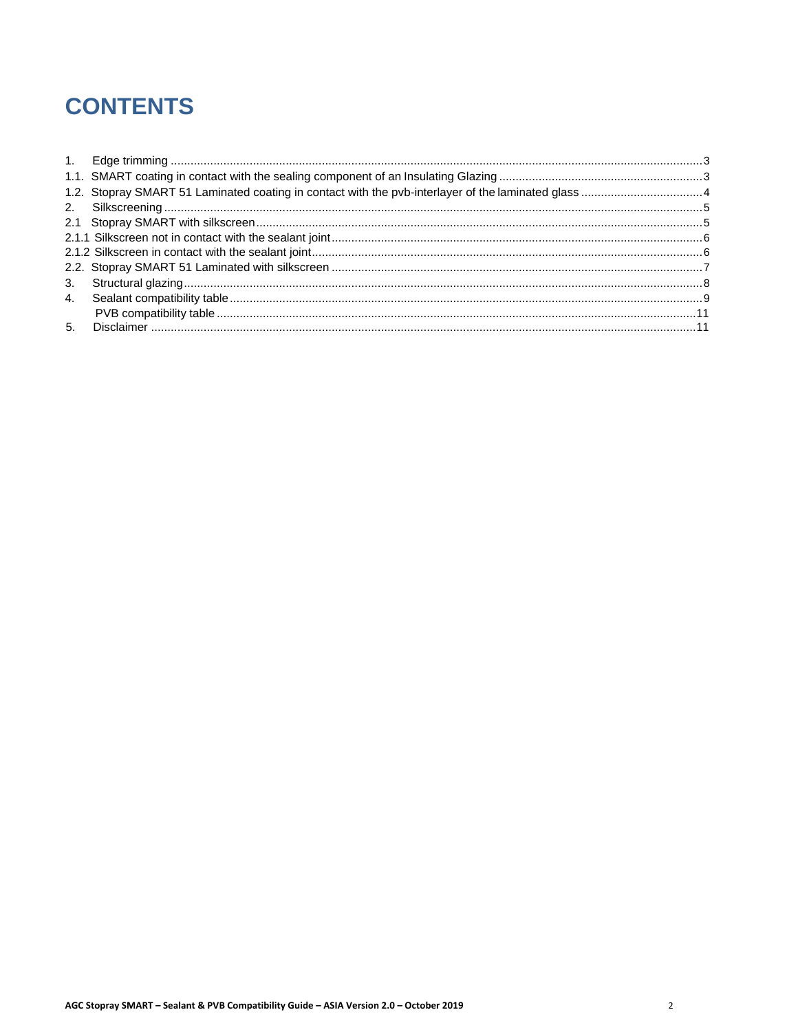# CONTENTS

1. Edge trimming ..... 3
1.1. SMART coating in contact with the sealing component of an Insulating Glazing ..... 3
1.2. Stopray SMART 51 Laminated coating in contact with the pvb-interlayer of the laminated glass ..... 4
2. Silkscreening ..... 5
2.1 Stopray SMART with silkscreen ..... 5
2.1.1 Silkscreen not in contact with the sealant joint ..... 6
2.1.2 Silkscreen in contact with the sealant joint ..... 6
2.2. Stopray SMART 51 Laminated with silkscreen ..... 7
3. Structural glazing ..... 8
4. Sealant compatibility table ..... 9
PVB compatibility table ..... 11
5. Disclaimer ..... 11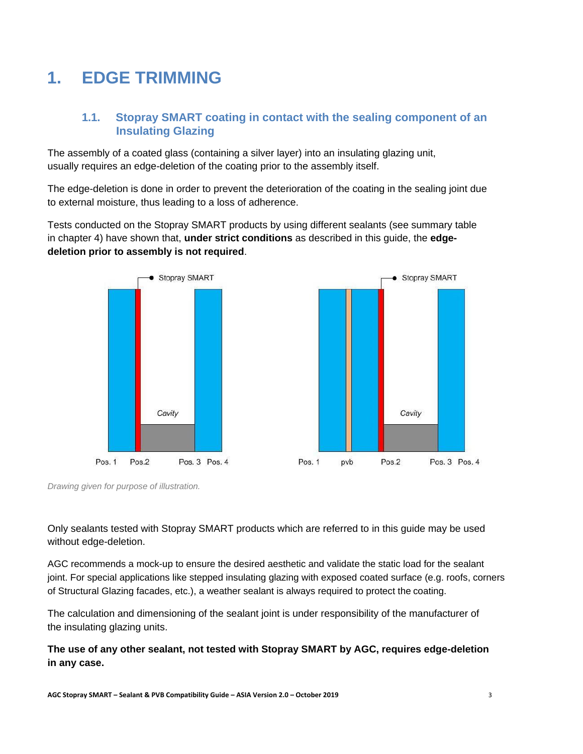# 1. EDGE TRIMMING

## 1.1. Stopray SMART coating in contact with the sealing component of an Insulating Glazing

The assembly of a coated glass (containing a silver layer) into an insulating glazing unit, usually requires an edge-deletion of the coating prior to the assembly itself.

The edge-deletion is done in order to prevent the deterioration of the coating in the sealing joint due to external moisture, thus leading to a loss of adherence.

Tests conducted on the Stopray SMART products by using different sealants (see summary table in chapter 4) have shown that, **under strict conditions** as described in this guide, the **edge-deletion prior to assembly is not required**.

Stopray SMART

Cavity

Pos. 1 Pos.2 Pos. 3 Pos. 4

Stopray SMART

Cavity

Pos. 1 pvb Pos.2 Pos. 3 Pos. 4

*Drawing given for purpose of illustration.*

Only sealants tested with Stopray SMART products which are referred to in this guide may be used without edge-deletion.

AGC recommends a mock-up to ensure the desired aesthetic and validate the static load for the sealant joint. For special applications like stepped insulating glazing with exposed coated surface (e.g. roofs, corners of Structural Glazing facades, etc.), a weather sealant is always required to protect the coating.

The calculation and dimensioning of the sealant joint is under responsibility of the manufacturer of the insulating glazing units.

**The use of any other sealant, not tested with Stopray SMART by AGC, requires edge-deletion in any case.**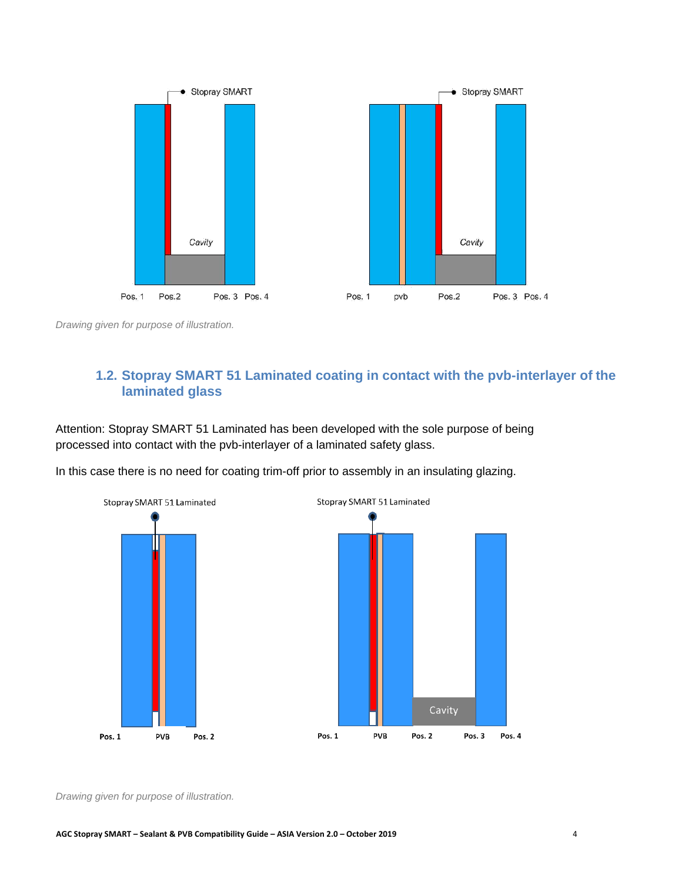Drawing given for purpose of illustration.

### 1.2. Stopray SMART 51 Laminated coating in contact with the pvb-interlayer of the laminated glass

Attention: Stopray SMART 51 Laminated has been developed with the sole purpose of being processed into contact with the pvb-interlayer of a laminated safety glass.

In this case there is no need for coating trim-off prior to assembly in an insulating glazing.

Drawing given for purpose of illustration.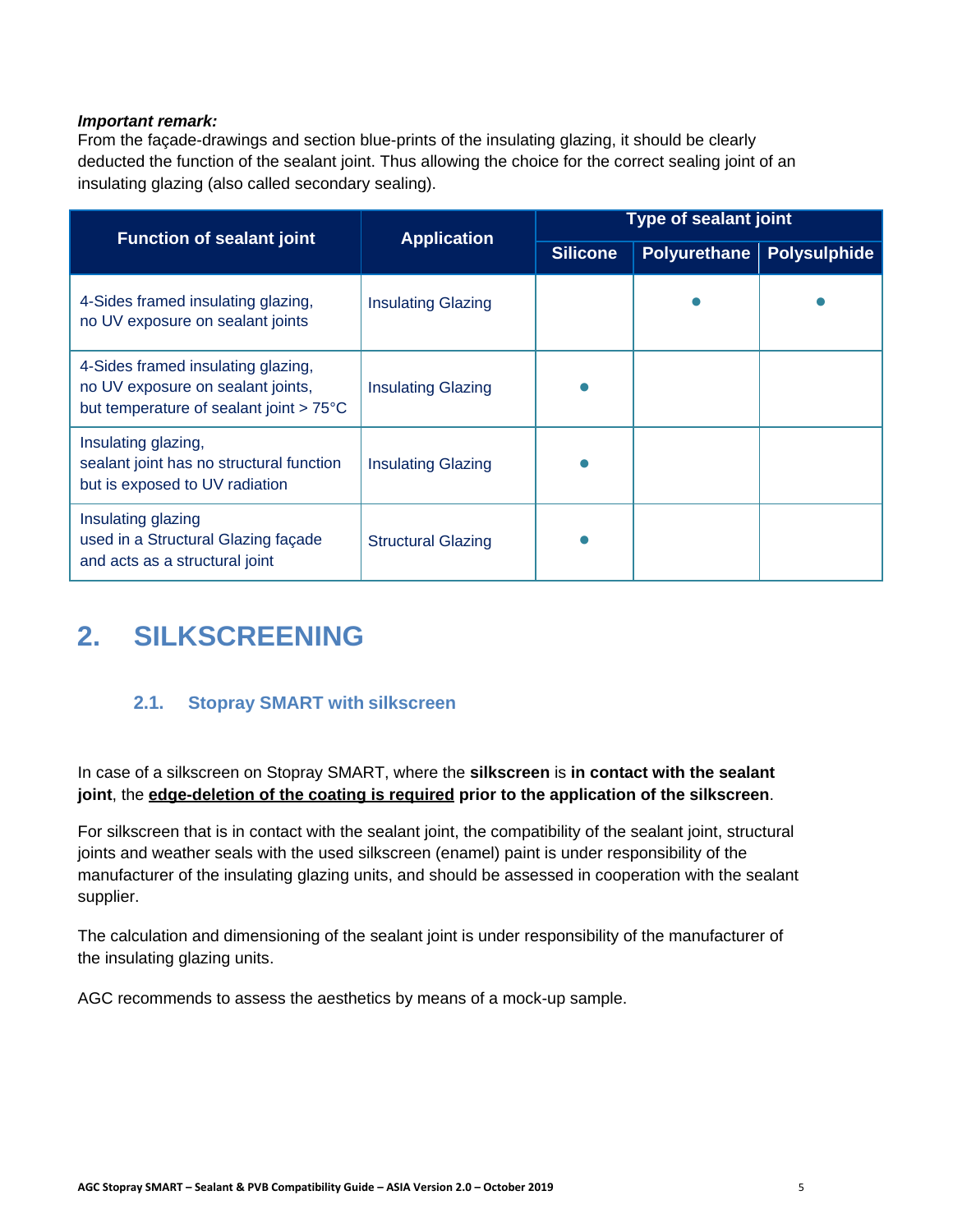***Important remark:***
From the façade-drawings and section blue-prints of the insulating glazing, it should be clearly deducted the function of the sealant joint. Thus allowing the choice for the correct sealing joint of an insulating glazing (also called secondary sealing).

| Function of sealant joint | Application | Type of sealant joint | | |
|---|---|---|---|---|
| | | Silicone | Polyurethane | Polysulphide |
| 4-Sides framed insulating glazing, no UV exposure on sealant joints | Insulating Glazing | | ● | ● |
| 4-Sides framed insulating glazing, no UV exposure on sealant joints, but temperature of sealant joint > 75°C | Insulating Glazing | ● | | |
| Insulating glazing, sealant joint has no structural function but is exposed to UV radiation | Insulating Glazing | ● | | |
| Insulating glazing used in a Structural Glazing façade and acts as a structural joint | Structural Glazing | ● | | |

# 2. SILKSCREENING

## 2.1. Stopray SMART with silkscreen

In case of a silkscreen on Stopray SMART, where the **silkscreen** is **in contact with the sealant joint**, the **edge-deletion of the coating is required** **prior to the application of the silkscreen**.

For silkscreen that is in contact with the sealant joint, the compatibility of the sealant joint, structural joints and weather seals with the used silkscreen (enamel) paint is under responsibility of the manufacturer of the insulating glazing units, and should be assessed in cooperation with the sealant supplier.

The calculation and dimensioning of the sealant joint is under responsibility of the manufacturer of the insulating glazing units.

AGC recommends to assess the aesthetics by means of a mock-up sample.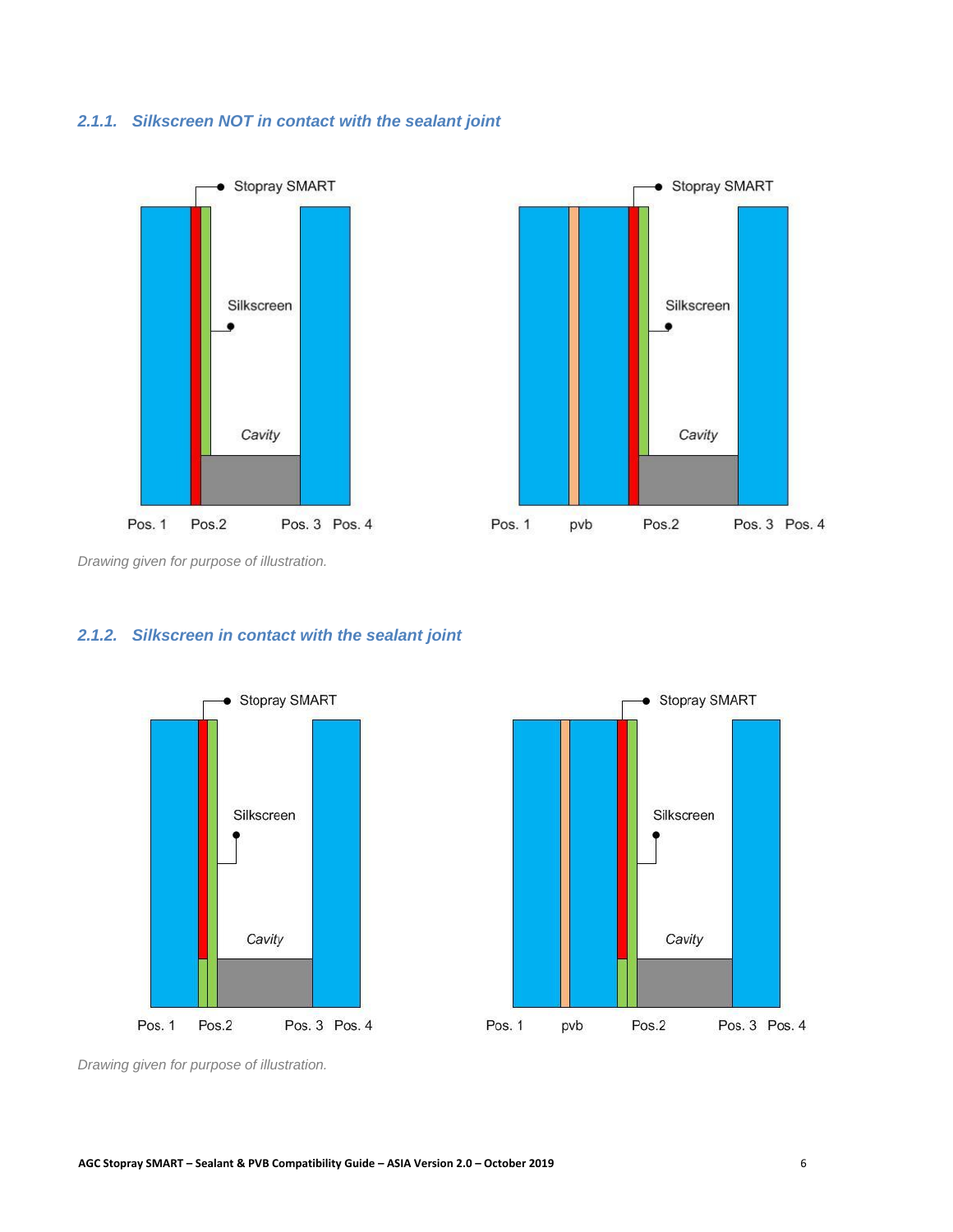### 2.1.1. Silkscreen NOT in contact with the sealant joint

Stopray SMART

Silkscreen

Cavity

Pos. 1 Pos.2 Pos. 3 Pos. 4

Stopray SMART

Silkscreen

Cavity

Pos. 1 pvb Pos.2 Pos. 3 Pos. 4

*Drawing given for purpose of illustration.*

### 2.1.2. Silkscreen in contact with the sealant joint

Stopray SMART

Silkscreen

Cavity

Pos. 1 Pos.2 Pos. 3 Pos. 4

Stopray SMART

Silkscreen

Cavity

Pos. 1 pvb Pos.2 Pos. 3 Pos. 4

*Drawing given for purpose of illustration.*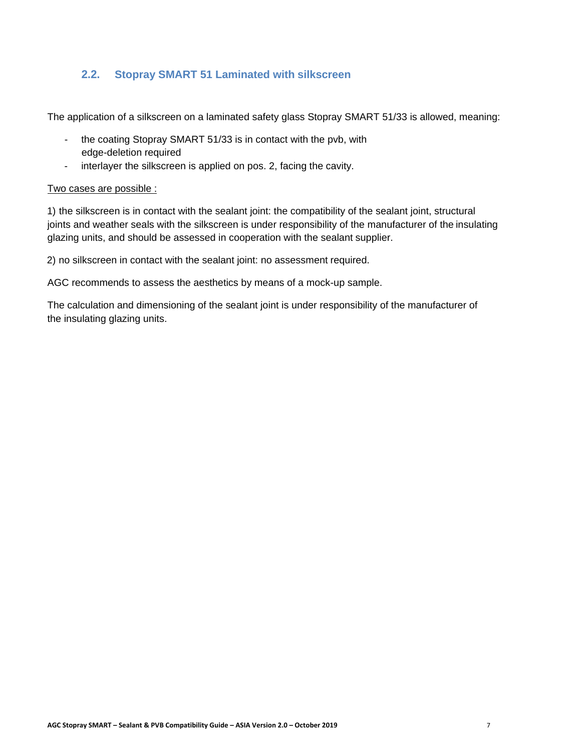## 2.2. Stopray SMART 51 Laminated with silkscreen

The application of a silkscreen on a laminated safety glass Stopray SMART 51/33 is allowed, meaning:

- the coating Stopray SMART 51/33 is in contact with the pvb, with edge-deletion required
- interlayer the silkscreen is applied on pos. 2, facing the cavity.

Two cases are possible :

1) the silkscreen is in contact with the sealant joint: the compatibility of the sealant joint, structural joints and weather seals with the silkscreen is under responsibility of the manufacturer of the insulating glazing units, and should be assessed in cooperation with the sealant supplier.

2) no silkscreen in contact with the sealant joint: no assessment required.

AGC recommends to assess the aesthetics by means of a mock-up sample.

The calculation and dimensioning of the sealant joint is under responsibility of the manufacturer of the insulating glazing units.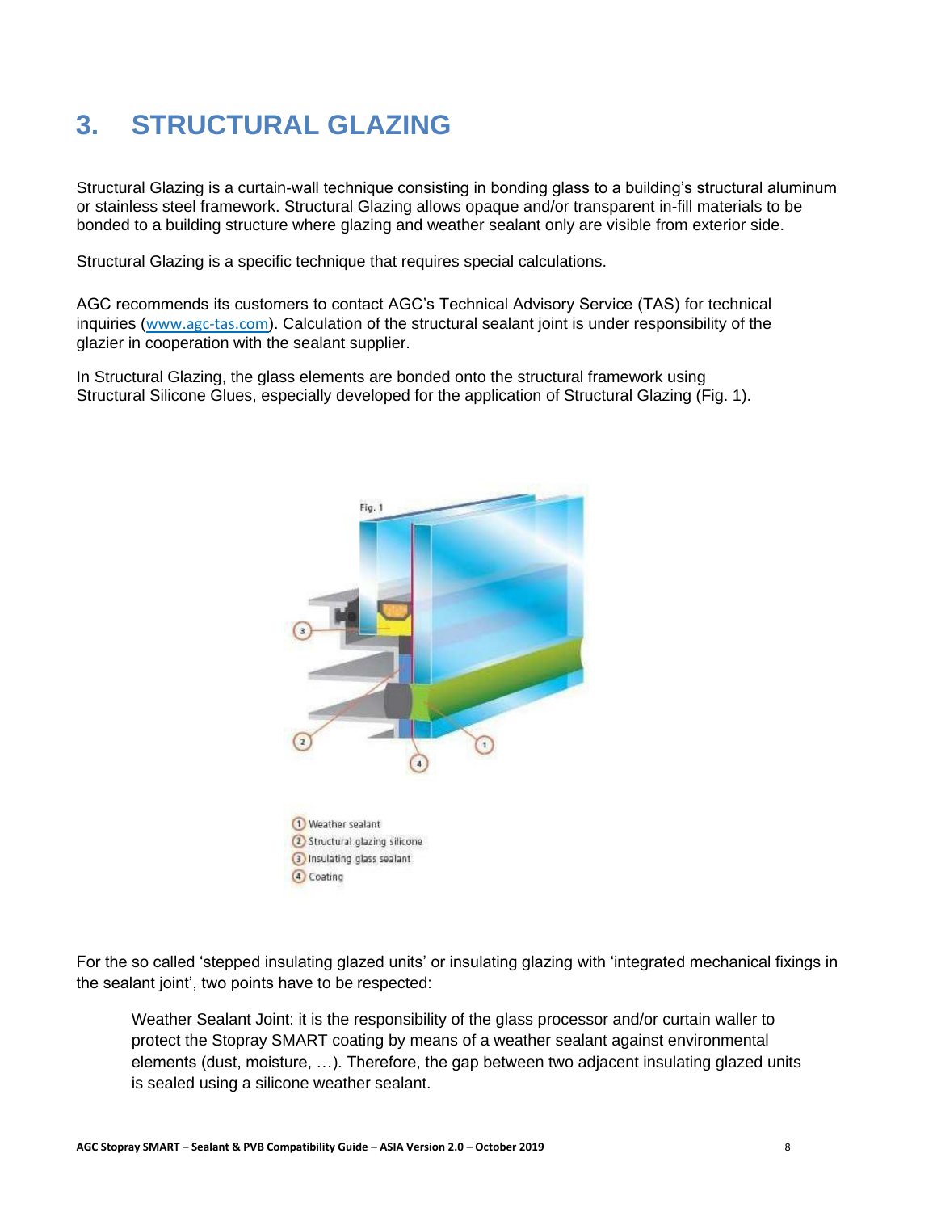# 3. STRUCTURAL GLAZING

Structural Glazing is a curtain-wall technique consisting in bonding glass to a building's structural aluminum or stainless steel framework. Structural Glazing allows opaque and/or transparent in-fill materials to be bonded to a building structure where glazing and weather sealant only are visible from exterior side.

Structural Glazing is a specific technique that requires special calculations.

AGC recommends its customers to contact AGC's Technical Advisory Service (TAS) for technical inquiries (www.agc-tas.com). Calculation of the structural sealant joint is under responsibility of the glazier in cooperation with the sealant supplier.

In Structural Glazing, the glass elements are bonded onto the structural framework using Structural Silicone Glues, especially developed for the application of Structural Glazing (Fig. 1).

Fig. 1

1. Weather sealant
2. Structural glazing silicone
3. Insulating glass sealant
4. Coating

For the so called 'stepped insulating glazed units' or insulating glazing with 'integrated mechanical fixings in the sealant joint', two points have to be respected:

> Weather Sealant Joint: it is the responsibility of the glass processor and/or curtain waller to protect the Stopray SMART coating by means of a weather sealant against environmental elements (dust, moisture, …). Therefore, the gap between two adjacent insulating glazed units is sealed using a silicone weather sealant.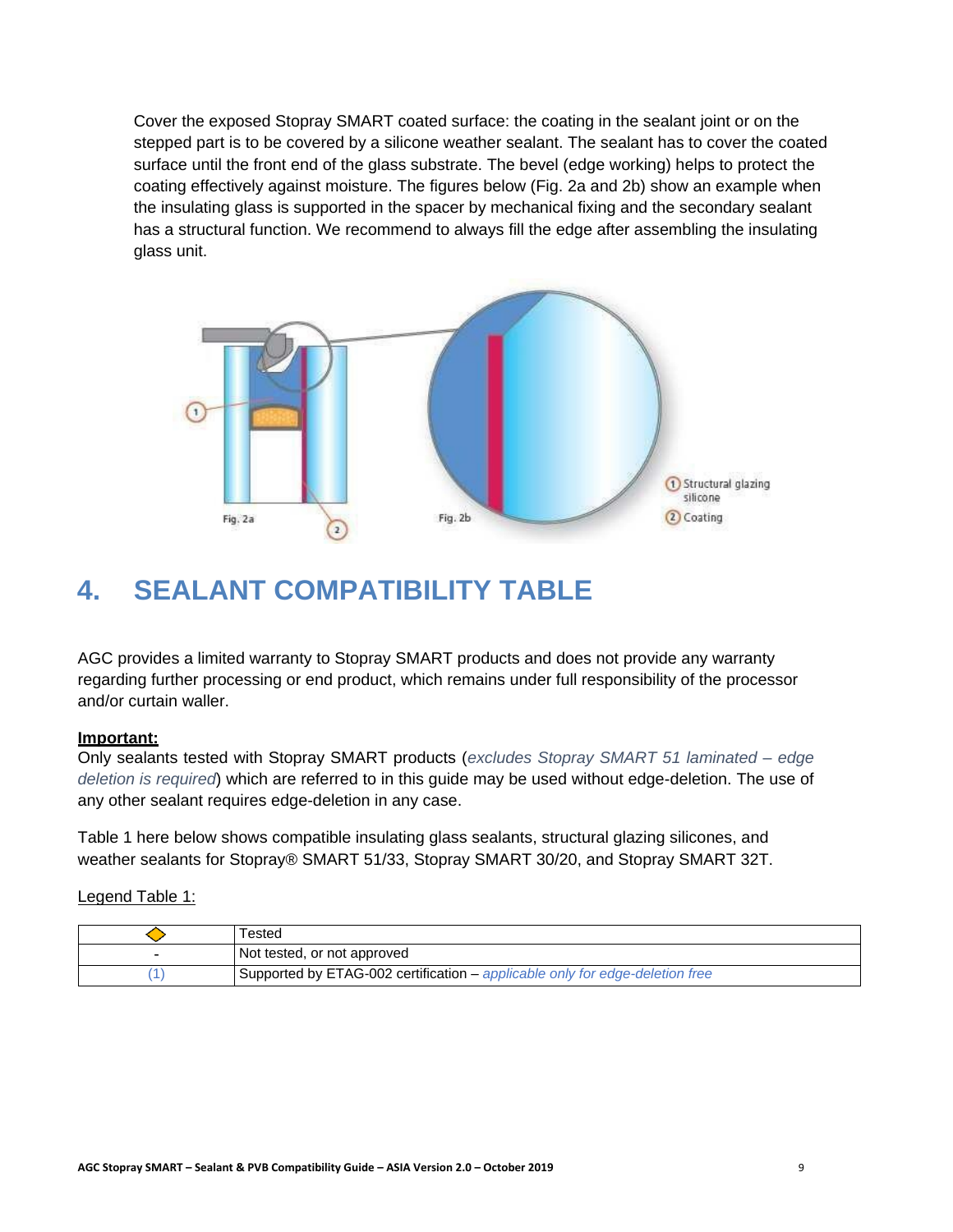Cover the exposed Stopray SMART coated surface: the coating in the sealant joint or on the stepped part is to be covered by a silicone weather sealant. The sealant has to cover the coated surface until the front end of the glass substrate. The bevel (edge working) helps to protect the coating effectively against moisture. The figures below (Fig. 2a and 2b) show an example when the insulating glass is supported in the spacer by mechanical fixing and the secondary sealant has a structural function. We recommend to always fill the edge after assembling the insulating glass unit.

Fig. 2a Fig. 2b

① Structural glazing silicone
② Coating

# 4. SEALANT COMPATIBILITY TABLE

AGC provides a limited warranty to Stopray SMART products and does not provide any warranty regarding further processing or end product, which remains under full responsibility of the processor and/or curtain waller.

**Important:**
Only sealants tested with Stopray SMART products (*excludes Stopray SMART 51 laminated – edge deletion is required*) which are referred to in this guide may be used without edge-deletion. The use of any other sealant requires edge-deletion in any case.

Table 1 here below shows compatible insulating glass sealants, structural glazing silicones, and weather sealants for Stopray® SMART 51/33, Stopray SMART 30/20, and Stopray SMART 32T.

Legend Table 1:

| Symbol | Meaning |
|---|---|
| ◇ | Tested |
| - | Not tested, or not approved |
| (1) | Supported by ETAG-002 certification – *applicable only for edge-deletion free* |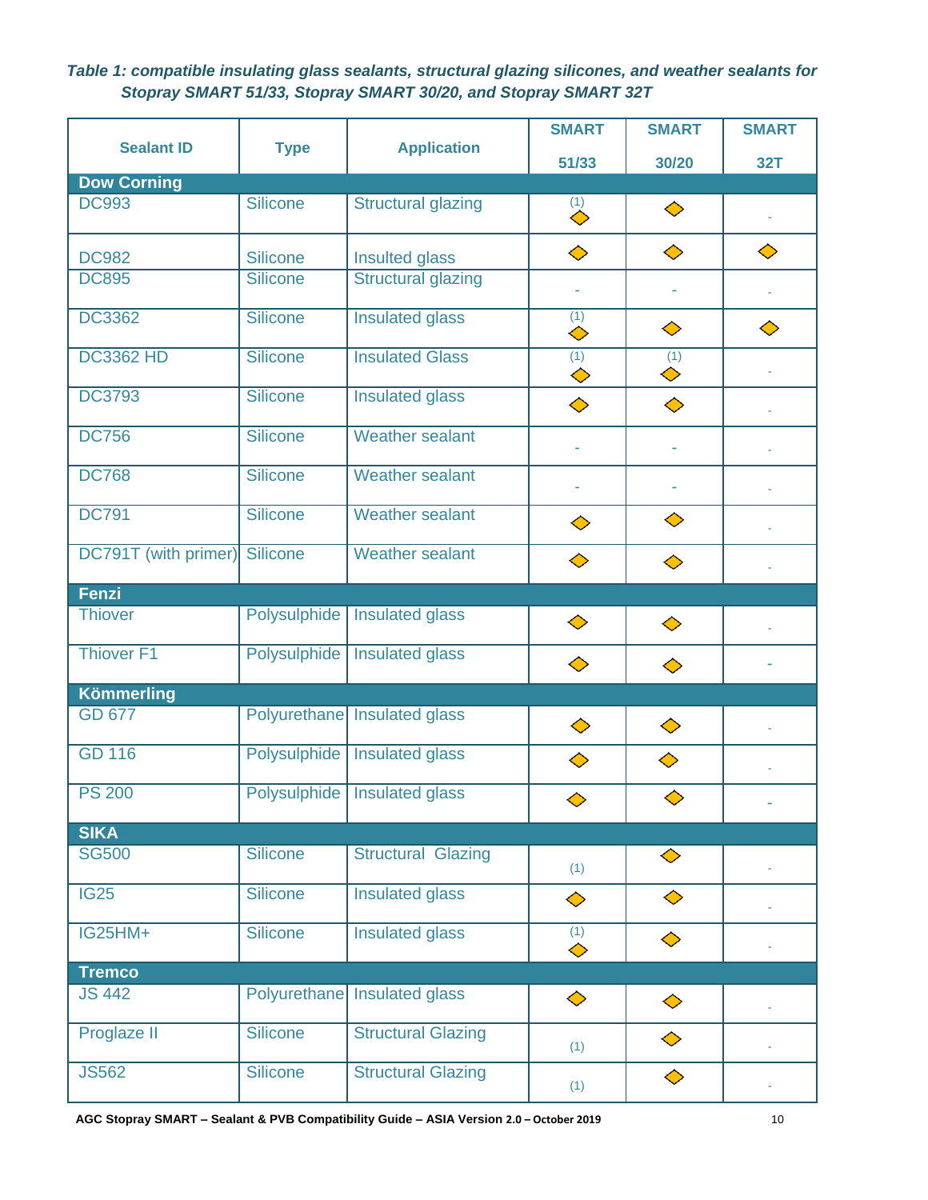***Table 1: compatible insulating glass sealants, structural glazing silicones, and weather sealants for Stopray SMART 51/33, Stopray SMART 30/20, and Stopray SMART 32T***

| Sealant ID | Type | Application | SMART 51/33 | SMART 30/20 | SMART 32T |
|---|---|---|---|---|---|
| **Dow Corning** | | | | | |
| DC993 | Silicone | Structural glazing | (1) ◆ | ◆ | - |
| DC982 | Silicone | Insulted glass | ◆ | ◆ | ◆ |
| DC895 | Silicone | Structural glazing | - | - | - |
| DC3362 | Silicone | Insulated glass | (1) ◆ | ◆ | ◆ |
| DC3362 HD | Silicone | Insulated Glass | (1) ◆ | (1) ◆ | - |
| DC3793 | Silicone | Insulated glass | ◆ | ◆ | - |
| DC756 | Silicone | Weather sealant | - | - | - |
| DC768 | Silicone | Weather sealant | - | - | - |
| DC791 | Silicone | Weather sealant | ◆ | ◆ | - |
| DC791T (with primer) | Silicone | Weather sealant | ◆ | ◆ | - |
| **Fenzi** | | | | | |
| Thiover | Polysulphide | Insulated glass | ◆ | ◆ | - |
| Thiover F1 | Polysulphide | Insulated glass | ◆ | ◆ | - |
| **Kömmerling** | | | | | |
| GD 677 | Polyurethane | Insulated glass | ◆ | ◆ | - |
| GD 116 | Polysulphide | Insulated glass | ◆ | ◆ | - |
| PS 200 | Polysulphide | Insulated glass | ◆ | ◆ | - |
| **SIKA** | | | | | |
| SG500 | Silicone | Structural Glazing | (1) | ◆ | - |
| IG25 | Silicone | Insulated glass | ◆ | ◆ | - |
| IG25HM+ | Silicone | Insulated glass | (1) ◆ | ◆ | - |
| **Tremco** | | | | | |
| JS 442 | Polyurethane | Insulated glass | ◆ | ◆ | - |
| Proglaze II | Silicone | Structural Glazing | (1) | ◆ | - |
| JS562 | Silicone | Structural Glazing | (1) | ◆ | - |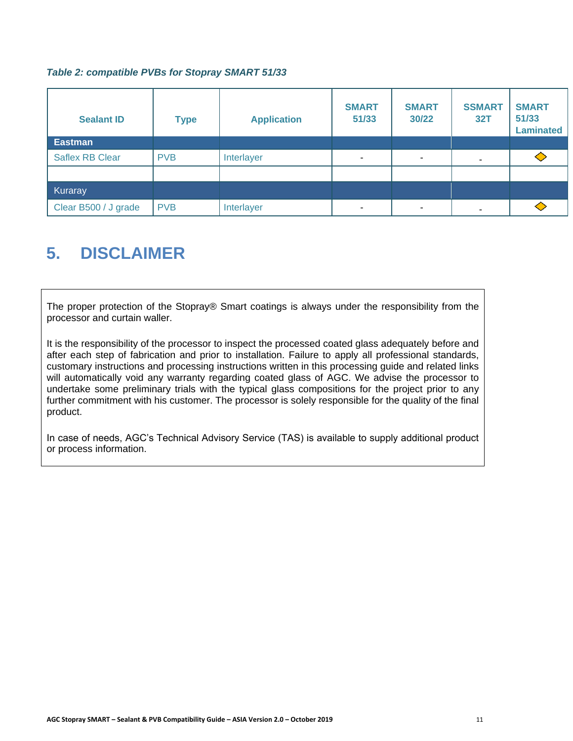*Table 2: compatible PVBs for Stopray SMART 51/33*

| Sealant ID | Type | Application | SMART 51/33 | SMART 30/22 | SSMART 32T | SMART 51/33 Laminated |
|---|---|---|---|---|---|---|
| **Eastman** | | | | | | |
| Saflex RB Clear | PVB | Interlayer | - | - | - | ◇ |
| | | | | | | |
| Kuraray | | | | | | |
| Clear B500 / J grade | PVB | Interlayer | - | - | - | ◇ |

# 5. DISCLAIMER

The proper protection of the Stopray® Smart coatings is always under the responsibility from the processor and curtain waller.

It is the responsibility of the processor to inspect the processed coated glass adequately before and after each step of fabrication and prior to installation. Failure to apply all professional standards, customary instructions and processing instructions written in this processing guide and related links will automatically void any warranty regarding coated glass of AGC. We advise the processor to undertake some preliminary trials with the typical glass compositions for the project prior to any further commitment with his customer. The processor is solely responsible for the quality of the final product.

In case of needs, AGC's Technical Advisory Service (TAS) is available to supply additional product or process information.